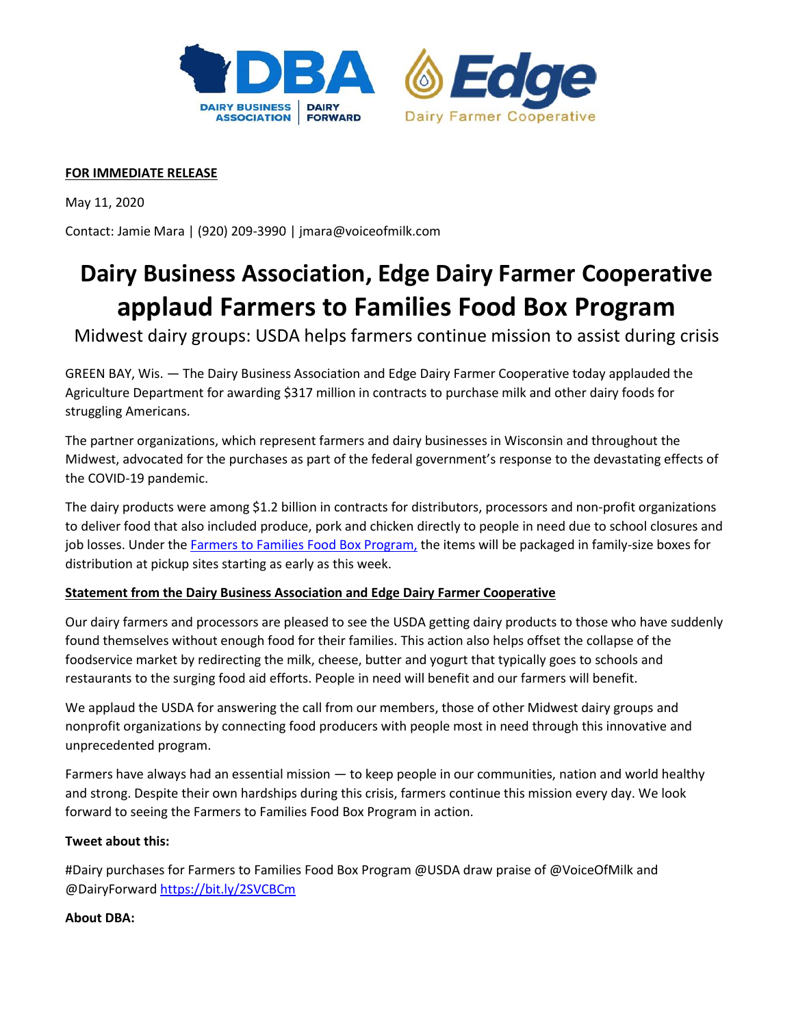**FOR IMMEDIATE RELEASE**

May 11, 2020

Contact: Jamie Mara | (920) 209-3990 | jmara@voiceofmilk.com

# Dairy Business Association, Edge Dairy Farmer Cooperative applaud Farmers to Families Food Box Program

Midwest dairy groups: USDA helps farmers continue mission to assist during crisis

GREEN BAY, Wis. — The Dairy Business Association and Edge Dairy Farmer Cooperative today applauded the Agriculture Department for awarding $317 million in contracts to purchase milk and other dairy foods for struggling Americans.

The partner organizations, which represent farmers and dairy businesses in Wisconsin and throughout the Midwest, advocated for the purchases as part of the federal government's response to the devastating effects of the COVID-19 pandemic.

The dairy products were among $1.2 billion in contracts for distributors, processors and non-profit organizations to deliver food that also included produce, pork and chicken directly to people in need due to school closures and job losses. Under the Farmers to Families Food Box Program, the items will be packaged in family-size boxes for distribution at pickup sites starting as early as this week.

**Statement from the Dairy Business Association and Edge Dairy Farmer Cooperative**

Our dairy farmers and processors are pleased to see the USDA getting dairy products to those who have suddenly found themselves without enough food for their families. This action also helps offset the collapse of the foodservice market by redirecting the milk, cheese, butter and yogurt that typically goes to schools and restaurants to the surging food aid efforts. People in need will benefit and our farmers will benefit.

We applaud the USDA for answering the call from our members, those of other Midwest dairy groups and nonprofit organizations by connecting food producers with people most in need through this innovative and unprecedented program.

Farmers have always had an essential mission — to keep people in our communities, nation and world healthy and strong. Despite their own hardships during this crisis, farmers continue this mission every day. We look forward to seeing the Farmers to Families Food Box Program in action.

**Tweet about this:**

#Dairy purchases for Farmers to Families Food Box Program @USDA draw praise of @VoiceOfMilk and @DairyForward https://bit.ly/2SVCBCm

**About DBA:**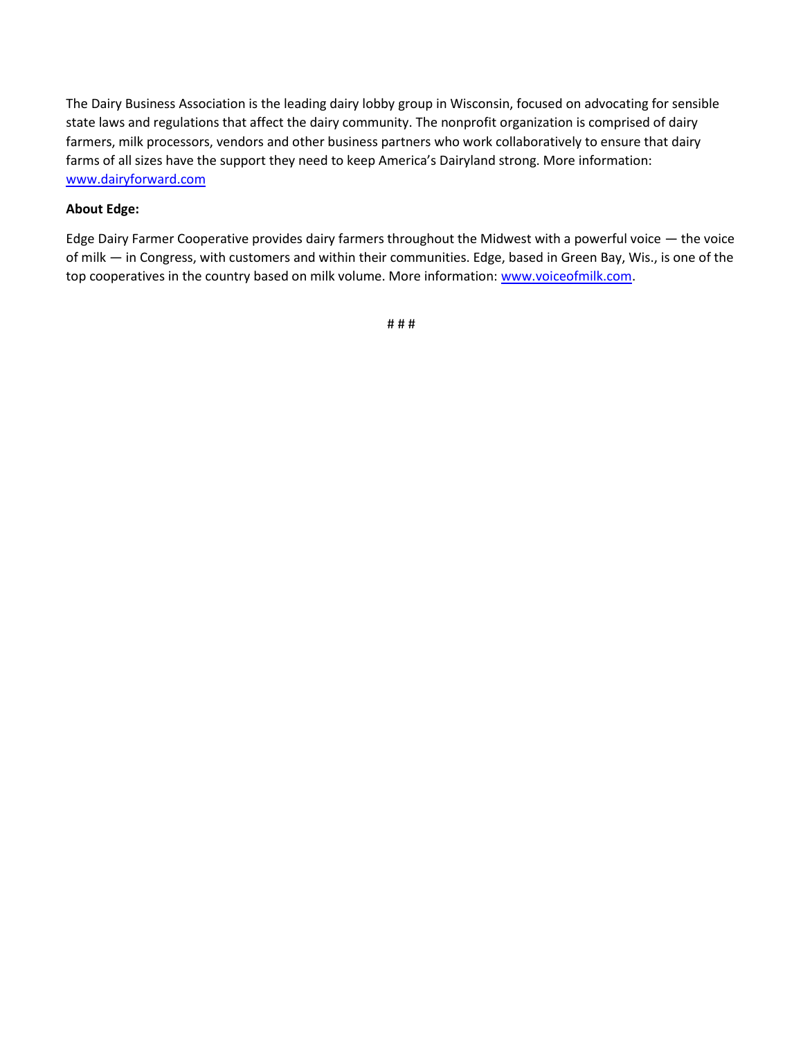The Dairy Business Association is the leading dairy lobby group in Wisconsin, focused on advocating for sensible state laws and regulations that affect the dairy community. The nonprofit organization is comprised of dairy farmers, milk processors, vendors and other business partners who work collaboratively to ensure that dairy farms of all sizes have the support they need to keep America's Dairyland strong. More information: [www.dairyforward.com](http://www.dairyforward.com)

**About Edge:**

Edge Dairy Farmer Cooperative provides dairy farmers throughout the Midwest with a powerful voice — the voice of milk — in Congress, with customers and within their communities. Edge, based in Green Bay, Wis., is one of the top cooperatives in the country based on milk volume. More information: [www.voiceofmilk.com](http://www.voiceofmilk.com).

# # #